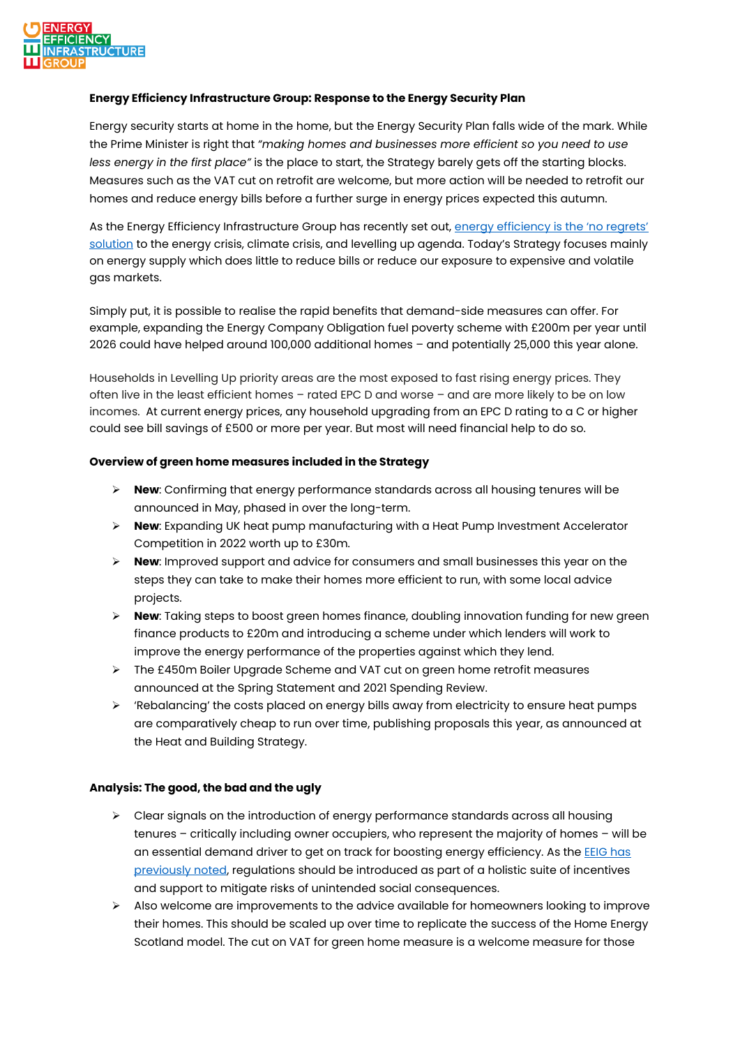**Energy Efficiency Infrastructure Group: Response to the Energy Security Plan**

Energy security starts at home in the home, but the Energy Security Plan falls wide of the mark. While the Prime Minister is right that *"making homes and businesses more efficient so you need to use less energy in the first place"* is the place to start, the Strategy barely gets off the starting blocks. Measures such as the VAT cut on retrofit are welcome, but more action will be needed to retrofit our homes and reduce energy bills before a further surge in energy prices expected this autumn.

As the Energy Efficiency Infrastructure Group has recently set out, energy efficiency is the 'no regrets' solution to the energy crisis, climate crisis, and levelling up agenda. Today's Strategy focuses mainly on energy supply which does little to reduce bills or reduce our exposure to expensive and volatile gas markets.

Simply put, it is possible to realise the rapid benefits that demand-side measures can offer. For example, expanding the Energy Company Obligation fuel poverty scheme with £200m per year until 2026 could have helped around 100,000 additional homes – and potentially 25,000 this year alone.

Households in Levelling Up priority areas are the most exposed to fast rising energy prices. They often live in the least efficient homes – rated EPC D and worse – and are more likely to be on low incomes. At current energy prices, any household upgrading from an EPC D rating to a C or higher could see bill savings of £500 or more per year. But most will need financial help to do so.

**Overview of green home measures included in the Strategy**

- **New**: Confirming that energy performance standards across all housing tenures will be announced in May, phased in over the long-term.
- **New**: Expanding UK heat pump manufacturing with a Heat Pump Investment Accelerator Competition in 2022 worth up to £30m.
- **New**: Improved support and advice for consumers and small businesses this year on the steps they can take to make their homes more efficient to run, with some local advice projects.
- **New**: Taking steps to boost green homes finance, doubling innovation funding for new green finance products to £20m and introducing a scheme under which lenders will work to improve the energy performance of the properties against which they lend.
- The £450m Boiler Upgrade Scheme and VAT cut on green home retrofit measures announced at the Spring Statement and 2021 Spending Review.
- 'Rebalancing' the costs placed on energy bills away from electricity to ensure heat pumps are comparatively cheap to run over time, publishing proposals this year, as announced at the Heat and Building Strategy.

**Analysis: The good, the bad and the ugly**

- Clear signals on the introduction of energy performance standards across all housing tenures – critically including owner occupiers, who represent the majority of homes – will be an essential demand driver to get on track for boosting energy efficiency. As the EEIG has previously noted, regulations should be introduced as part of a holistic suite of incentives and support to mitigate risks of unintended social consequences.
- Also welcome are improvements to the advice available for homeowners looking to improve their homes. This should be scaled up over time to replicate the success of the Home Energy Scotland model. The cut on VAT for green home measure is a welcome measure for those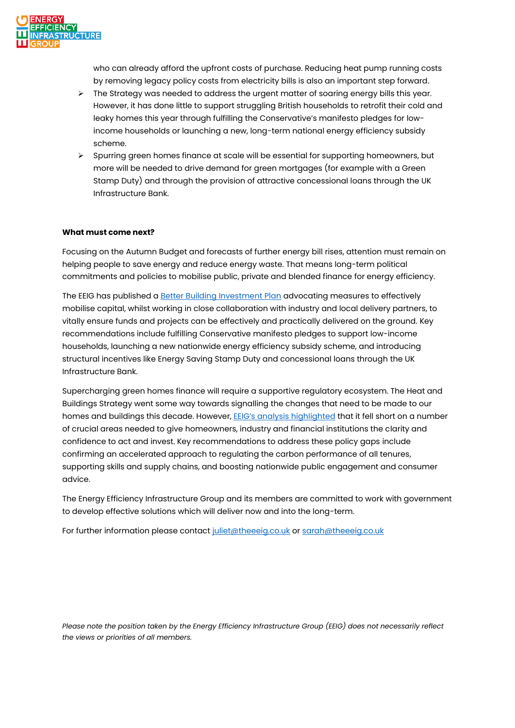who can already afford the upfront costs of purchase. Reducing heat pump running costs by removing legacy policy costs from electricity bills is also an important step forward.

- The Strategy was needed to address the urgent matter of soaring energy bills this year. However, it has done little to support struggling British households to retrofit their cold and leaky homes this year through fulfilling the Conservative's manifesto pledges for low-income households or launching a new, long-term national energy efficiency subsidy scheme.
- Spurring green homes finance at scale will be essential for supporting homeowners, but more will be needed to drive demand for green mortgages (for example with a Green Stamp Duty) and through the provision of attractive concessional loans through the UK Infrastructure Bank.

**What must come next?**

Focusing on the Autumn Budget and forecasts of further energy bill rises, attention must remain on helping people to save energy and reduce energy waste. That means long-term political commitments and policies to mobilise public, private and blended finance for energy efficiency.

The EEIG has published a Better Building Investment Plan advocating measures to effectively mobilise capital, whilst working in close collaboration with industry and local delivery partners, to vitally ensure funds and projects can be effectively and practically delivered on the ground. Key recommendations include fulfilling Conservative manifesto pledges to support low-income households, launching a new nationwide energy efficiency subsidy scheme, and introducing structural incentives like Energy Saving Stamp Duty and concessional loans through the UK Infrastructure Bank.

Supercharging green homes finance will require a supportive regulatory ecosystem. The Heat and Buildings Strategy went some way towards signalling the changes that need to be made to our homes and buildings this decade. However, EEIG's analysis highlighted that it fell short on a number of crucial areas needed to give homeowners, industry and financial institutions the clarity and confidence to act and invest. Key recommendations to address these policy gaps include confirming an accelerated approach to regulating the carbon performance of all tenures, supporting skills and supply chains, and boosting nationwide public engagement and consumer advice.

The Energy Efficiency Infrastructure Group and its members are committed to work with government to develop effective solutions which will deliver now and into the long-term.

For further information please contact juliet@theeeig.co.uk or sarah@theeeig.co.uk

*Please note the position taken by the Energy Efficiency Infrastructure Group (EEIG) does not necessarily reflect the views or priorities of all members.*